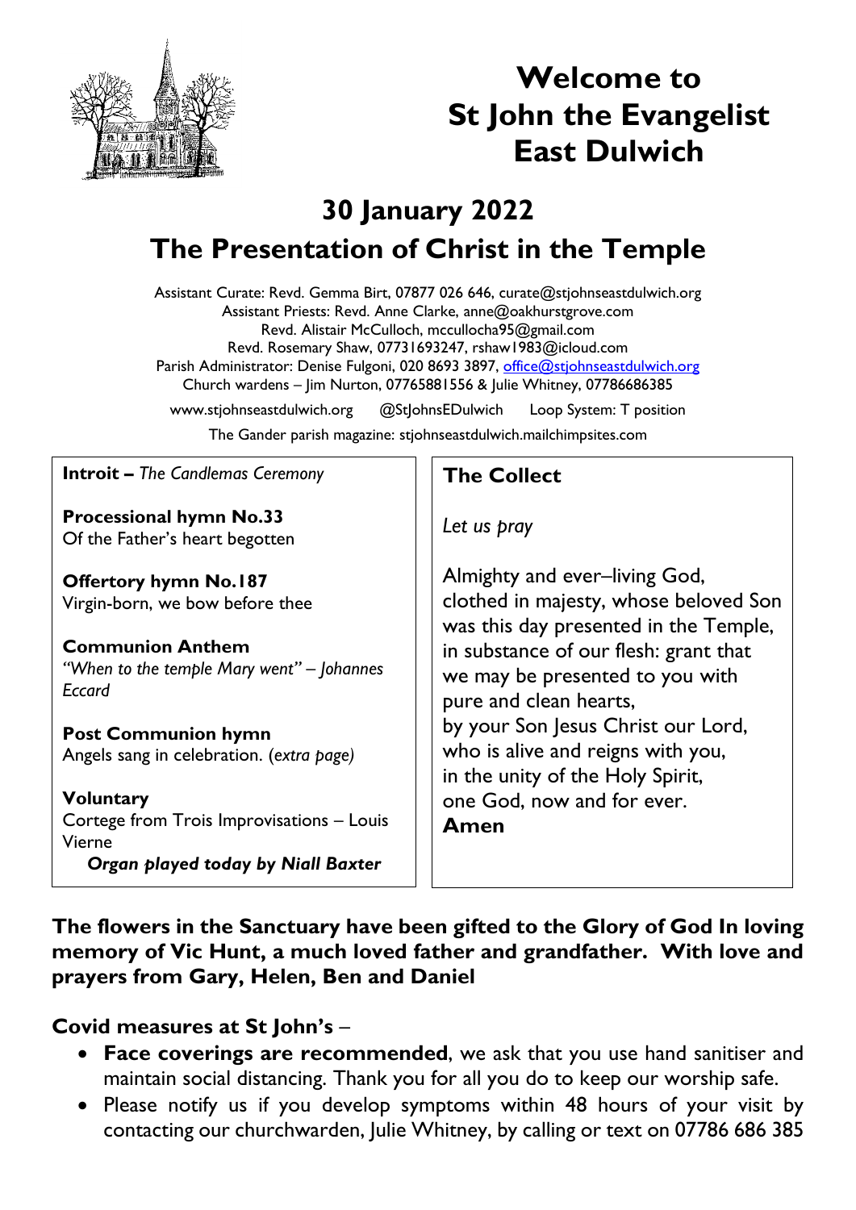# Welcome to St John the Evangelist East Dulwich

## 30 January 2022

## The Presentation of Christ in the Temple

Assistant Curate: Revd. Gemma Birt, 07877 026 646, curate@stjohnseastdulwich.org
Assistant Priests: Revd. Anne Clarke, anne@oakhurstgrove.com
Revd. Alistair McCulloch, mccullocha95@gmail.com
Revd. Rosemary Shaw, 07731693247, rshaw1983@icloud.com
Parish Administrator: Denise Fulgoni, 020 8693 3897, office@stjohnseastdulwich.org
Church wardens – Jim Nurton, 07765881556 & Julie Whitney, 07786686385

www.stjohnseastdulwich.org @StJohnsEDulwich Loop System: T position

The Gander parish magazine: stjohnseastdulwich.mailchimpsites.com

**Introit –** *The Candlemas Ceremony*

**Processional hymn No.33**
Of the Father's heart begotten

**Offertory hymn No.187**
Virgin-born, we bow before thee

**Communion Anthem**
*"When to the temple Mary went" – Johannes Eccard*

**Post Communion hymn**
Angels sang in celebration. (*extra page)*

**Voluntary**
Cortege from Trois Improvisations – Louis Vierne
***Organ played today by Niall Baxter***

### The Collect

*Let us pray*

Almighty and ever–living God,
clothed in majesty, whose beloved Son was this day presented in the Temple, in substance of our flesh: grant that we may be presented to you with pure and clean hearts,
by your Son Jesus Christ our Lord,
who is alive and reigns with you,
in the unity of the Holy Spirit,
one God, now and for ever.
**Amen**

**The flowers in the Sanctuary have been gifted to the Glory of God In loving memory of Vic Hunt, a much loved father and grandfather. With love and prayers from Gary, Helen, Ben and Daniel**

**Covid measures at St John's** –

- **Face coverings are recommended**, we ask that you use hand sanitiser and maintain social distancing. Thank you for all you do to keep our worship safe.
- Please notify us if you develop symptoms within 48 hours of your visit by contacting our churchwarden, Julie Whitney, by calling or text on 07786 686 385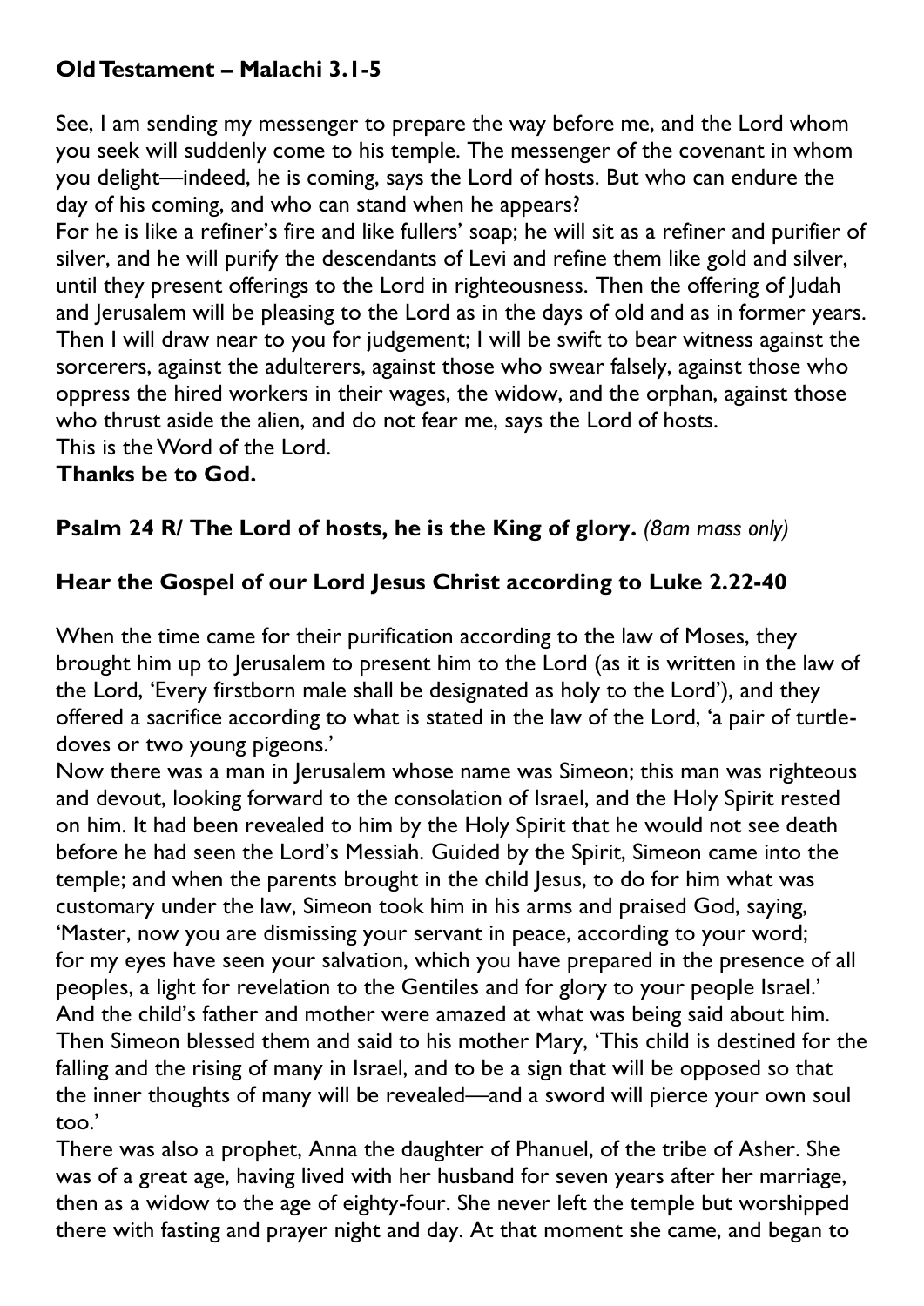**Old Testament – Malachi 3.1-5**

See, I am sending my messenger to prepare the way before me, and the Lord whom you seek will suddenly come to his temple. The messenger of the covenant in whom you delight—indeed, he is coming, says the Lord of hosts. But who can endure the day of his coming, and who can stand when he appears?
For he is like a refiner's fire and like fullers' soap; he will sit as a refiner and purifier of silver, and he will purify the descendants of Levi and refine them like gold and silver, until they present offerings to the Lord in righteousness. Then the offering of Judah and Jerusalem will be pleasing to the Lord as in the days of old and as in former years.
Then I will draw near to you for judgement; I will be swift to bear witness against the sorcerers, against the adulterers, against those who swear falsely, against those who oppress the hired workers in their wages, the widow, and the orphan, against those who thrust aside the alien, and do not fear me, says the Lord of hosts.
This is the Word of the Lord.
**Thanks be to God.**

**Psalm 24 R/ The Lord of hosts, he is the King of glory.** *(8am mass only)*

**Hear the Gospel of our Lord Jesus Christ according to Luke 2.22-40**

When the time came for their purification according to the law of Moses, they brought him up to Jerusalem to present him to the Lord (as it is written in the law of the Lord, 'Every firstborn male shall be designated as holy to the Lord'), and they offered a sacrifice according to what is stated in the law of the Lord, 'a pair of turtle-doves or two young pigeons.'
Now there was a man in Jerusalem whose name was Simeon; this man was righteous and devout, looking forward to the consolation of Israel, and the Holy Spirit rested on him. It had been revealed to him by the Holy Spirit that he would not see death before he had seen the Lord's Messiah. Guided by the Spirit, Simeon came into the temple; and when the parents brought in the child Jesus, to do for him what was customary under the law, Simeon took him in his arms and praised God, saying, 'Master, now you are dismissing your servant in peace, according to your word; for my eyes have seen your salvation, which you have prepared in the presence of all peoples, a light for revelation to the Gentiles and for glory to your people Israel.'
And the child's father and mother were amazed at what was being said about him. Then Simeon blessed them and said to his mother Mary, 'This child is destined for the falling and the rising of many in Israel, and to be a sign that will be opposed so that the inner thoughts of many will be revealed—and a sword will pierce your own soul too.'
There was also a prophet, Anna the daughter of Phanuel, of the tribe of Asher. She was of a great age, having lived with her husband for seven years after her marriage, then as a widow to the age of eighty-four. She never left the temple but worshipped there with fasting and prayer night and day. At that moment she came, and began to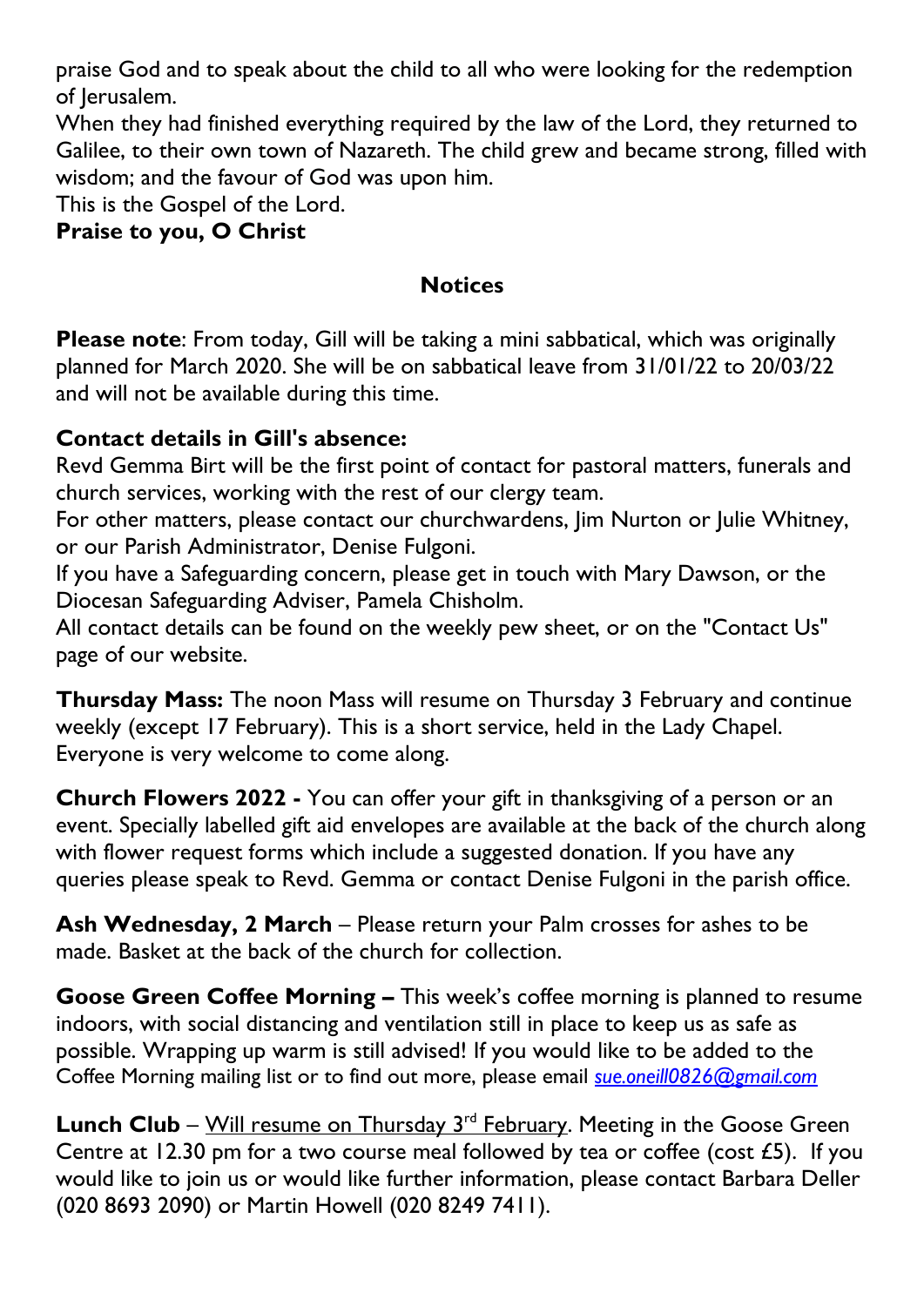praise God and to speak about the child to all who were looking for the redemption of Jerusalem.

When they had finished everything required by the law of the Lord, they returned to Galilee, to their own town of Nazareth. The child grew and became strong, filled with wisdom; and the favour of God was upon him.

This is the Gospel of the Lord.

**Praise to you, O Christ**

## Notices

**Please note**: From today, Gill will be taking a mini sabbatical, which was originally planned for March 2020. She will be on sabbatical leave from 31/01/22 to 20/03/22 and will not be available during this time.

**Contact details in Gill's absence:**

Revd Gemma Birt will be the first point of contact for pastoral matters, funerals and church services, working with the rest of our clergy team.

For other matters, please contact our churchwardens, Jim Nurton or Julie Whitney, or our Parish Administrator, Denise Fulgoni.

If you have a Safeguarding concern, please get in touch with Mary Dawson, or the Diocesan Safeguarding Adviser, Pamela Chisholm.

All contact details can be found on the weekly pew sheet, or on the "Contact Us" page of our website.

**Thursday Mass:** The noon Mass will resume on Thursday 3 February and continue weekly (except 17 February). This is a short service, held in the Lady Chapel. Everyone is very welcome to come along.

**Church Flowers 2022 -** You can offer your gift in thanksgiving of a person or an event. Specially labelled gift aid envelopes are available at the back of the church along with flower request forms which include a suggested donation. If you have any queries please speak to Revd. Gemma or contact Denise Fulgoni in the parish office.

**Ash Wednesday, 2 March** – Please return your Palm crosses for ashes to be made. Basket at the back of the church for collection.

**Goose Green Coffee Morning –** This week's coffee morning is planned to resume indoors, with social distancing and ventilation still in place to keep us as safe as possible. Wrapping up warm is still advised! If you would like to be added to the Coffee Morning mailing list or to find out more, please email *sue.oneill0826@gmail.com*

**Lunch Club** – Will resume on Thursday 3rd February. Meeting in the Goose Green Centre at 12.30 pm for a two course meal followed by tea or coffee (cost £5). If you would like to join us or would like further information, please contact Barbara Deller (020 8693 2090) or Martin Howell (020 8249 7411).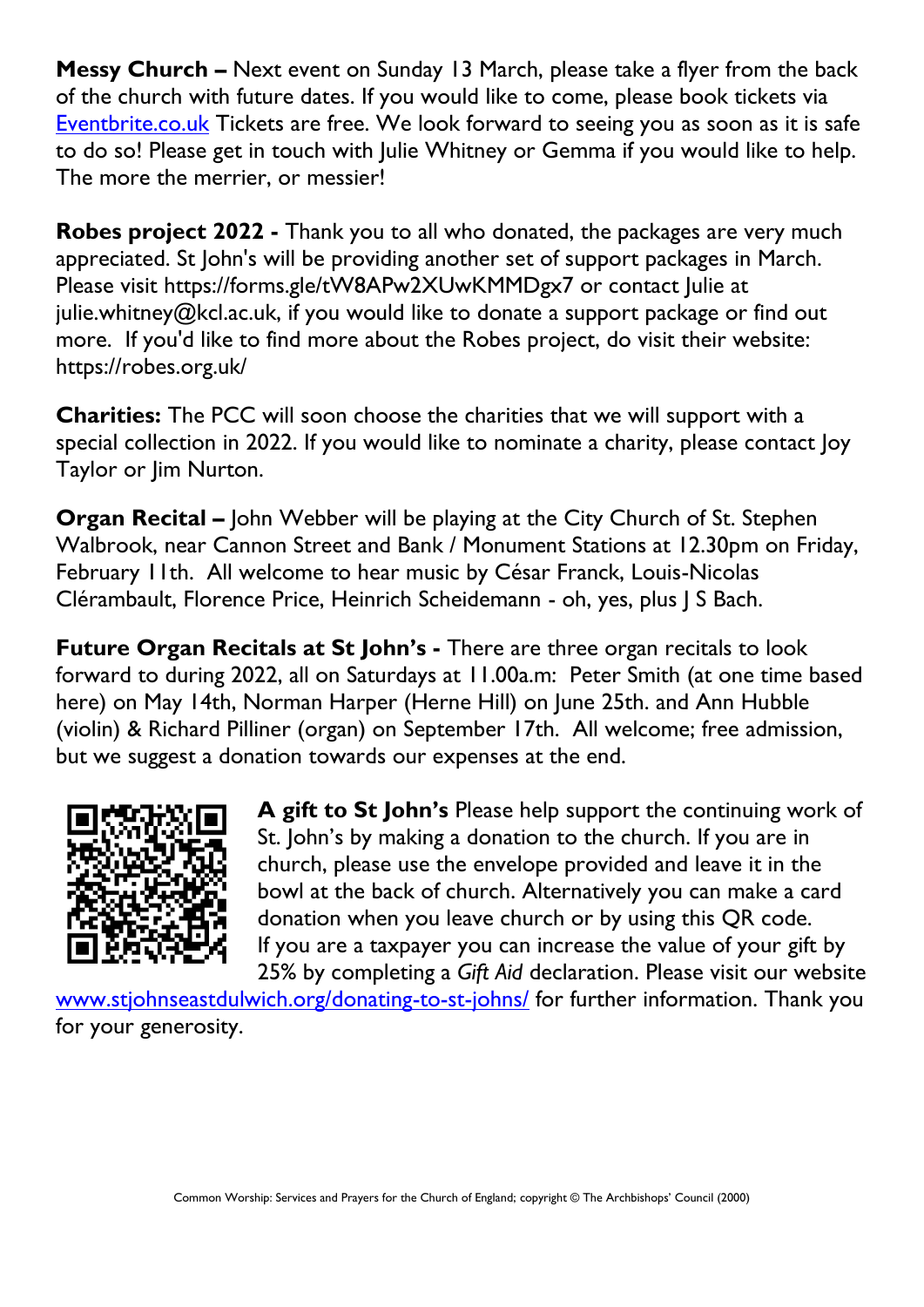**Messy Church –** Next event on Sunday 13 March, please take a flyer from the back of the church with future dates. If you would like to come, please book tickets via [Eventbrite.co.uk](Eventbrite.co.uk) Tickets are free. We look forward to seeing you as soon as it is safe to do so! Please get in touch with Julie Whitney or Gemma if you would like to help. The more the merrier, or messier!

**Robes project 2022 -** Thank you to all who donated, the packages are very much appreciated. St John's will be providing another set of support packages in March. Please visit https://forms.gle/tW8APw2XUwKMMDgx7 or contact Julie at julie.whitney@kcl.ac.uk, if you would like to donate a support package or find out more. If you'd like to find more about the Robes project, do visit their website: https://robes.org.uk/

**Charities:** The PCC will soon choose the charities that we will support with a special collection in 2022. If you would like to nominate a charity, please contact Joy Taylor or Jim Nurton.

**Organ Recital –** John Webber will be playing at the City Church of St. Stephen Walbrook, near Cannon Street and Bank / Monument Stations at 12.30pm on Friday, February 11th. All welcome to hear music by César Franck, Louis-Nicolas Clérambault, Florence Price, Heinrich Scheidemann - oh, yes, plus J S Bach.

**Future Organ Recitals at St John's -** There are three organ recitals to look forward to during 2022, all on Saturdays at 11.00a.m: Peter Smith (at one time based here) on May 14th, Norman Harper (Herne Hill) on June 25th. and Ann Hubble (violin) & Richard Pilliner (organ) on September 17th. All welcome; free admission, but we suggest a donation towards our expenses at the end.

**A gift to St John's** Please help support the continuing work of St. John's by making a donation to the church. If you are in church, please use the envelope provided and leave it in the bowl at the back of church. Alternatively you can make a card donation when you leave church or by using this QR code. If you are a taxpayer you can increase the value of your gift by 25% by completing a *Gift Aid* declaration. Please visit our website [www.stjohnseastdulwich.org/donating-to-st-johns/](www.stjohnseastdulwich.org/donating-to-st-johns/) for further information. Thank you for your generosity.

Common Worship: Services and Prayers for the Church of England; copyright © The Archbishops' Council (2000)